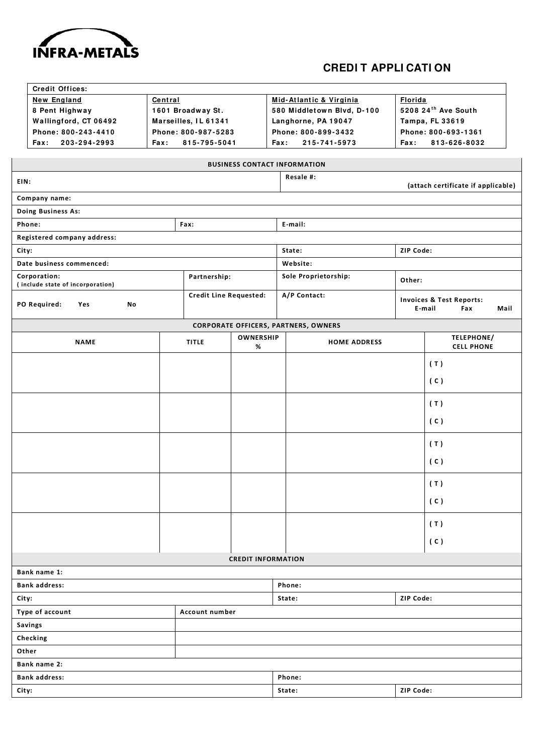INFRA-METALS

# CREDIT APPLICATION

| Credit Offices: | | | |
|---|---|---|---|
| <u>New England</u> | <u>Central</u> | <u>Mid-Atlantic & Virginia</u> | <u>Florida</u> |
| 8 Pent Highway | 1601 Broadway St. | 580 Middletown Blvd, D-100 | 5208 24th Ave South |
| Wallingford, CT 06492 | Marseilles, IL 61341 | Langhorne, PA 19047 | Tampa, FL 33619 |
| Phone: 800-243-4410 | Phone: 800-987-5283 | Phone: 800-899-3432 | Phone: 800-693-1361 |
| Fax: 203-294-2993 | Fax: 815-795-5041 | Fax: 215-741-5973 | Fax: 813-626-8032 |

## BUSINESS CONTACT INFORMATION

| | | | |
|---|---|---|---|
| EIN: | | Resale #: (attach certificate if applicable) | |
| Company name: | | | |
| Doing Business As: | | | |
| Phone: | Fax: | E-mail: | |
| Registered company address: | | | |
| City: | | State: | ZIP Code: |
| Date business commenced: | | Website: | |
| Corporation: (include state of incorporation) | Partnership: | Sole Proprietorship: | Other: |
| PO Required: Yes No | Credit Line Requested: | A/P Contact: | Invoices & Test Reports: E-mail Fax Mail |

## CORPORATE OFFICERS, PARTNERS, OWNERS

| NAME | TITLE | OWNERSHIP % | HOME ADDRESS | TELEPHONE/ CELL PHONE |
|---|---|---|---|---|
| | | | | (T) (C) |
| | | | | (T) (C) |
| | | | | (T) (C) |
| | | | | (T) (C) |
| | | | | (T) (C) |

## CREDIT INFORMATION

| | | |
|---|---|---|
| Bank name 1: | | |
| Bank address: | Phone: | |
| City: | State: | ZIP Code: |

| Type of account | Account number |
|---|---|
| Savings | |
| Checking | |
| Other | |

| | | |
|---|---|---|
| Bank name 2: | | |
| Bank address: | Phone: | |
| City: | State: | ZIP Code: |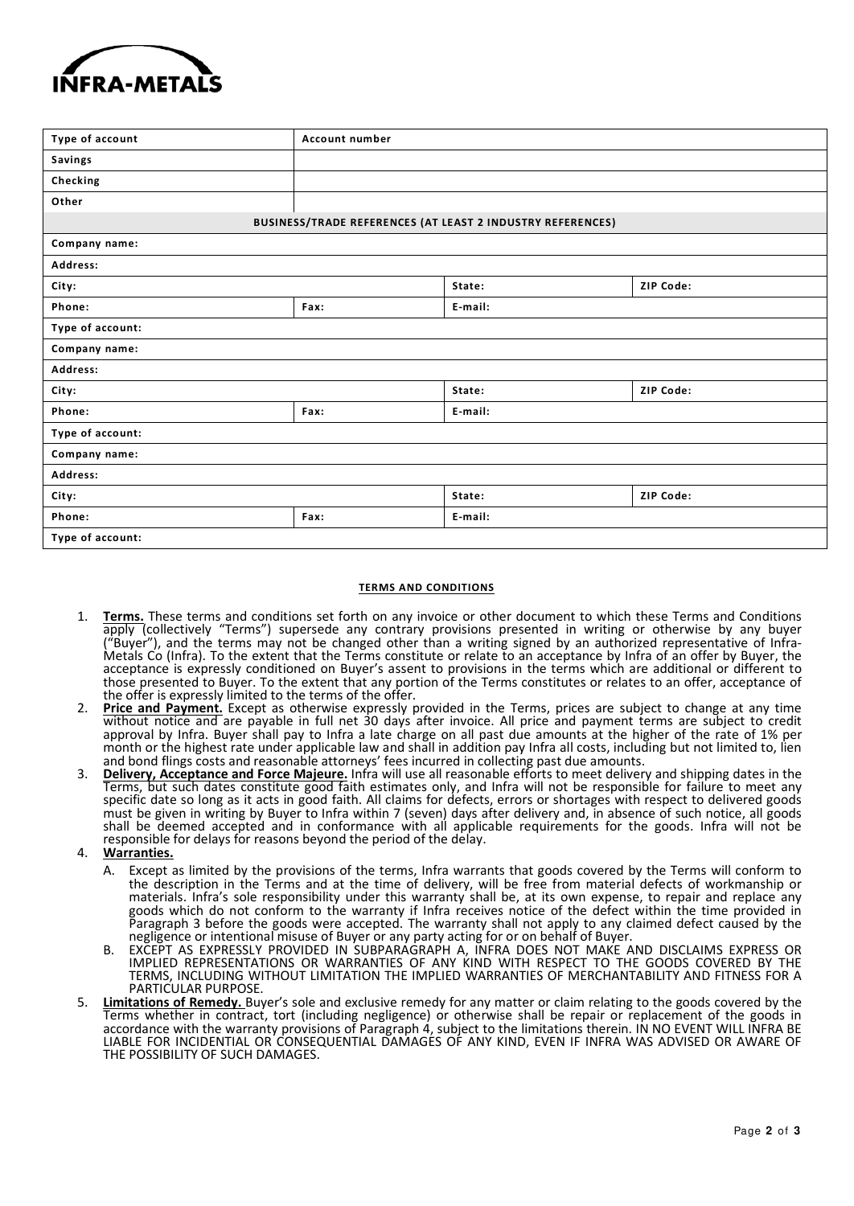**INFRA-METALS**

| Type of account | Account number | | |
|---|---|---|---|
| Savings | | | |
| Checking | | | |
| Other | | | |
| **BUSINESS/TRADE REFERENCES (AT LEAST 2 INDUSTRY REFERENCES)** | | | |
| Company name: | | | |
| Address: | | | |
| City: | | State: | ZIP Code: |
| Phone: | Fax: | E-mail: | |
| Type of account: | | | |
| Company name: | | | |
| Address: | | | |
| City: | | State: | ZIP Code: |
| Phone: | Fax: | E-mail: | |
| Type of account: | | | |
| Company name: | | | |
| Address: | | | |
| City: | | State: | ZIP Code: |
| Phone: | Fax: | E-mail: | |
| Type of account: | | | |

## TERMS AND CONDITIONS

1. **Terms.** These terms and conditions set forth on any invoice or other document to which these Terms and Conditions apply (collectively "Terms") supersede any contrary provisions presented in writing or otherwise by any buyer ("Buyer"), and the terms may not be changed other than a writing signed by an authorized representative of Infra-Metals Co (Infra). To the extent that the Terms constitute or relate to an acceptance by Infra of an offer by Buyer, the acceptance is expressly conditioned on Buyer's assent to provisions in the terms which are additional or different to those presented to Buyer. To the extent that any portion of the Terms constitutes or relates to an offer, acceptance of the offer is expressly limited to the terms of the offer.
2. **Price and Payment.** Except as otherwise expressly provided in the Terms, prices are subject to change at any time without notice and are payable in full net 30 days after invoice. All price and payment terms are subject to credit approval by Infra. Buyer shall pay to Infra a late charge on all past due amounts at the higher of the rate of 1% per month or the highest rate under applicable law and shall in addition pay Infra all costs, including but not limited to, lien and bond flings costs and reasonable attorneys' fees incurred in collecting past due amounts.
3. **Delivery, Acceptance and Force Majeure.** Infra will use all reasonable efforts to meet delivery and shipping dates in the Terms, but such dates constitute good faith estimates only, and Infra will not be responsible for failure to meet any specific date so long as it acts in good faith. All claims for defects, errors or shortages with respect to delivered goods must be given in writing by Buyer to Infra within 7 (seven) days after delivery and, in absence of such notice, all goods shall be deemed accepted and in conformance with all applicable requirements for the goods. Infra will not be responsible for delays for reasons beyond the period of the delay.
4. **Warranties.**
   A. Except as limited by the provisions of the terms, Infra warrants that goods covered by the Terms will conform to the description in the Terms and at the time of delivery, will be free from material defects of workmanship or materials. Infra's sole responsibility under this warranty shall be, at its own expense, to repair and replace any goods which do not conform to the warranty if Infra receives notice of the defect within the time provided in Paragraph 3 before the goods were accepted. The warranty shall not apply to any claimed defect caused by the negligence or intentional misuse of Buyer or any party acting for or on behalf of Buyer.
   B. EXCEPT AS EXPRESSLY PROVIDED IN SUBPARAGRAPH A, INFRA DOES NOT MAKE AND DISCLAIMS EXPRESS OR IMPLIED REPRESENTATIONS OR WARRANTIES OF ANY KIND WITH RESPECT TO THE GOODS COVERED BY THE TERMS, INCLUDING WITHOUT LIMITATION THE IMPLIED WARRANTIES OF MERCHANTABILITY AND FITNESS FOR A PARTICULAR PURPOSE.
5. **Limitations of Remedy.** Buyer's sole and exclusive remedy for any matter or claim relating to the goods covered by the Terms whether in contract, tort (including negligence) or otherwise shall be repair or replacement of the goods in accordance with the warranty provisions of Paragraph 4, subject to the limitations therein. IN NO EVENT WILL INFRA BE LIABLE FOR INCIDENTIAL OR CONSEQUENTIAL DAMAGES OF ANY KIND, EVEN IF INFRA WAS ADVISED OR AWARE OF THE POSSIBILITY OF SUCH DAMAGES.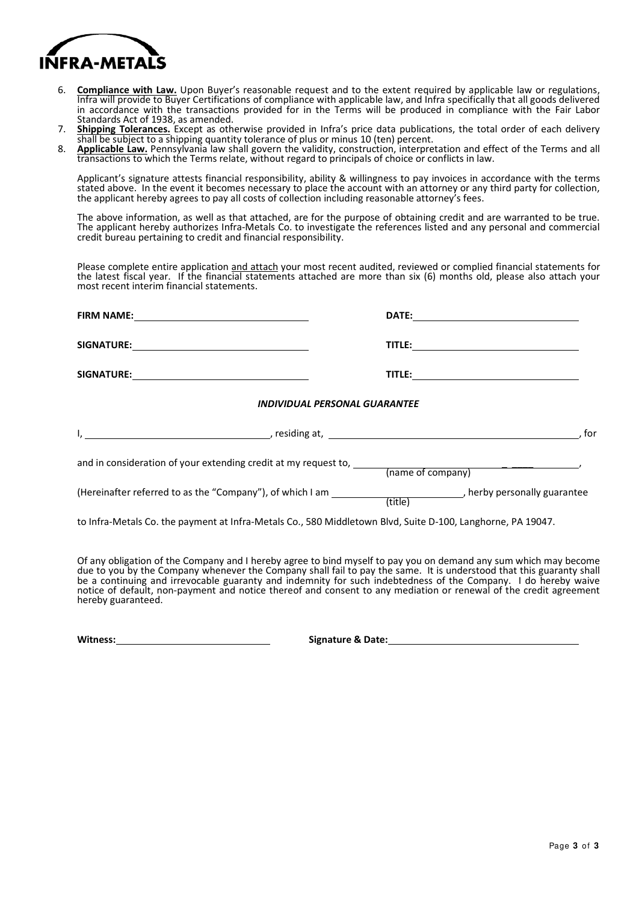6. **Compliance with Law.** Upon Buyer's reasonable request and to the extent required by applicable law or regulations, Infra will provide to Buyer Certifications of compliance with applicable law, and Infra specifically that all goods delivered in accordance with the transactions provided for in the Terms will be produced in compliance with the Fair Labor Standards Act of 1938, as amended.
7. **Shipping Tolerances.** Except as otherwise provided in Infra's price data publications, the total order of each delivery shall be subject to a shipping quantity tolerance of plus or minus 10 (ten) percent.
8. **Applicable Law.** Pennsylvania law shall govern the validity, construction, interpretation and effect of the Terms and all transactions to which the Terms relate, without regard to principals of choice or conflicts in law.

Applicant's signature attests financial responsibility, ability & willingness to pay invoices in accordance with the terms stated above. In the event it becomes necessary to place the account with an attorney or any third party for collection, the applicant hereby agrees to pay all costs of collection including reasonable attorney's fees.

The above information, as well as that attached, are for the purpose of obtaining credit and are warranted to be true. The applicant hereby authorizes Infra-Metals Co. to investigate the references listed and any personal and commercial credit bureau pertaining to credit and financial responsibility.

Please complete entire application and attach your most recent audited, reviewed or complied financial statements for the latest fiscal year. If the financial statements attached are more than six (6) months old, please also attach your most recent interim financial statements.

**FIRM NAME:** ______________________________ **DATE:** ______________________________

**SIGNATURE:** ______________________________ **TITLE:** ______________________________

**SIGNATURE:** ______________________________ **TITLE:** ______________________________

***INDIVIDUAL PERSONAL GUARANTEE***

I, ______________________________, residing at, ________________________________________, for

and in consideration of your extending credit at my request to, ______________________________,
(name of company)

(Hereinafter referred to as the "Company"), of which I am ______________________, herby personally guarantee
(title)

to Infra-Metals Co. the payment at Infra-Metals Co., 580 Middletown Blvd, Suite D-100, Langhorne, PA 19047.

Of any obligation of the Company and I hereby agree to bind myself to pay you on demand any sum which may become due to you by the Company whenever the Company shall fail to pay the same. It is understood that this guaranty shall be a continuing and irrevocable guaranty and indemnity for such indebtedness of the Company. I do hereby waive notice of default, non-payment and notice thereof and consent to any mediation or renewal of the credit agreement hereby guaranteed.

**Witness:** ______________________________ **Signature & Date:** ______________________________